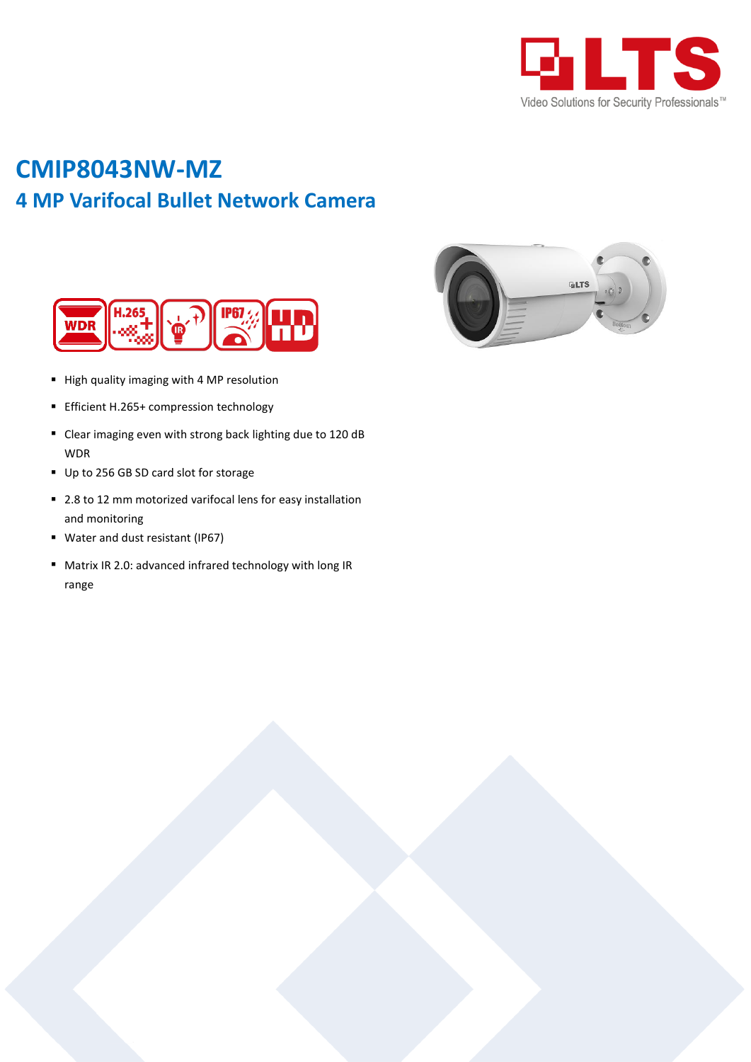# CMIP8043NW-MZ

## 4 MP Varifocal Bullet Network Camera

- High quality imaging with 4 MP resolution
- Efficient H.265+ compression technology
- Clear imaging even with strong back lighting due to 120 dB WDR
- Up to 256 GB SD card slot for storage
- 2.8 to 12 mm motorized varifocal lens for easy installation and monitoring
- Water and dust resistant (IP67)
- Matrix IR 2.0: advanced infrared technology with long IR range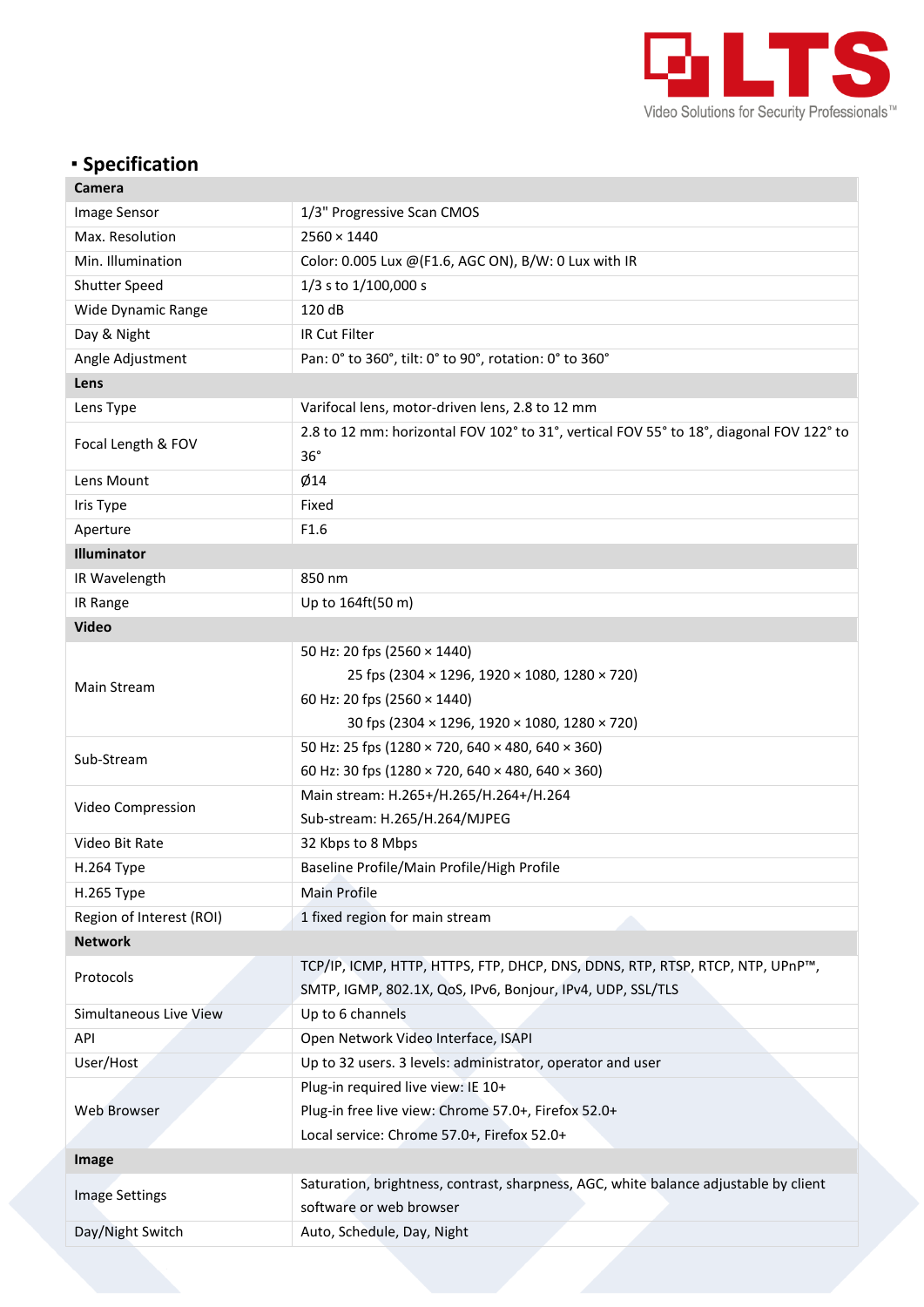## ▪ Specification

| Camera | |
|---|---|
| Image Sensor | 1/3" Progressive Scan CMOS |
| Max. Resolution | 2560 × 1440 |
| Min. Illumination | Color: 0.005 Lux @(F1.6, AGC ON), B/W: 0 Lux with IR |
| Shutter Speed | 1/3 s to 1/100,000 s |
| Wide Dynamic Range | 120 dB |
| Day & Night | IR Cut Filter |
| Angle Adjustment | Pan: 0° to 360°, tilt: 0° to 90°, rotation: 0° to 360° |
| **Lens** | |
| Lens Type | Varifocal lens, motor-driven lens, 2.8 to 12 mm |
| Focal Length & FOV | 2.8 to 12 mm: horizontal FOV 102° to 31°, vertical FOV 55° to 18°, diagonal FOV 122° to 36° |
| Lens Mount | Ø14 |
| Iris Type | Fixed |
| Aperture | F1.6 |
| **Illuminator** | |
| IR Wavelength | 850 nm |
| IR Range | Up to 164ft(50 m) |
| **Video** | |
| Main Stream | 50 Hz: 20 fps (2560 × 1440)<br>25 fps (2304 × 1296, 1920 × 1080, 1280 × 720)<br>60 Hz: 20 fps (2560 × 1440)<br>30 fps (2304 × 1296, 1920 × 1080, 1280 × 720) |
| Sub-Stream | 50 Hz: 25 fps (1280 × 720, 640 × 480, 640 × 360)<br>60 Hz: 30 fps (1280 × 720, 640 × 480, 640 × 360) |
| Video Compression | Main stream: H.265+/H.265/H.264+/H.264<br>Sub-stream: H.265/H.264/MJPEG |
| Video Bit Rate | 32 Kbps to 8 Mbps |
| H.264 Type | Baseline Profile/Main Profile/High Profile |
| H.265 Type | Main Profile |
| Region of Interest (ROI) | 1 fixed region for main stream |
| **Network** | |
| Protocols | TCP/IP, ICMP, HTTP, HTTPS, FTP, DHCP, DNS, DDNS, RTP, RTSP, RTCP, NTP, UPnP™, SMTP, IGMP, 802.1X, QoS, IPv6, Bonjour, IPv4, UDP, SSL/TLS |
| Simultaneous Live View | Up to 6 channels |
| API | Open Network Video Interface, ISAPI |
| User/Host | Up to 32 users. 3 levels: administrator, operator and user |
| Web Browser | Plug-in required live view: IE 10+<br>Plug-in free live view: Chrome 57.0+, Firefox 52.0+<br>Local service: Chrome 57.0+, Firefox 52.0+ |
| **Image** | |
| Image Settings | Saturation, brightness, contrast, sharpness, AGC, white balance adjustable by client software or web browser |
| Day/Night Switch | Auto, Schedule, Day, Night |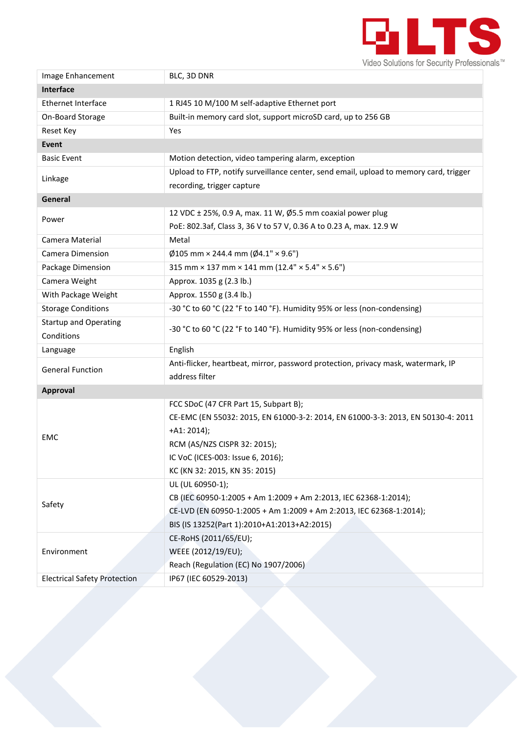| Image Enhancement | BLC, 3D DNR |
|---|---|
| **Interface** | |
| Ethernet Interface | 1 RJ45 10 M/100 M self-adaptive Ethernet port |
| On-Board Storage | Built-in memory card slot, support microSD card, up to 256 GB |
| Reset Key | Yes |
| **Event** | |
| Basic Event | Motion detection, video tampering alarm, exception |
| Linkage | Upload to FTP, notify surveillance center, send email, upload to memory card, trigger recording, trigger capture |
| **General** | |
| Power | 12 VDC ± 25%, 0.9 A, max. 11 W, Ø5.5 mm coaxial power plug<br>PoE: 802.3af, Class 3, 36 V to 57 V, 0.36 A to 0.23 A, max. 12.9 W |
| Camera Material | Metal |
| Camera Dimension | Ø105 mm × 244.4 mm (Ø4.1" × 9.6") |
| Package Dimension | 315 mm × 137 mm × 141 mm (12.4" × 5.4" × 5.6") |
| Camera Weight | Approx. 1035 g (2.3 lb.) |
| With Package Weight | Approx. 1550 g (3.4 lb.) |
| Storage Conditions | -30 °C to 60 °C (22 °F to 140 °F). Humidity 95% or less (non-condensing) |
| Startup and Operating Conditions | -30 °C to 60 °C (22 °F to 140 °F). Humidity 95% or less (non-condensing) |
| Language | English |
| General Function | Anti-flicker, heartbeat, mirror, password protection, privacy mask, watermark, IP address filter |
| **Approval** | |
| EMC | FCC SDoC (47 CFR Part 15, Subpart B);<br>CE-EMC (EN 55032: 2015, EN 61000-3-2: 2014, EN 61000-3-3: 2013, EN 50130-4: 2011 +A1: 2014);<br>RCM (AS/NZS CISPR 32: 2015);<br>IC VoC (ICES-003: Issue 6, 2016);<br>KC (KN 32: 2015, KN 35: 2015) |
| Safety | UL (UL 60950-1);<br>CB (IEC 60950-1:2005 + Am 1:2009 + Am 2:2013, IEC 62368-1:2014);<br>CE-LVD (EN 60950-1:2005 + Am 1:2009 + Am 2:2013, IEC 62368-1:2014);<br>BIS (IS 13252(Part 1):2010+A1:2013+A2:2015) |
| Environment | CE-RoHS (2011/65/EU);<br>WEEE (2012/19/EU);<br>Reach (Regulation (EC) No 1907/2006) |
| Electrical Safety Protection | IP67 (IEC 60529-2013) |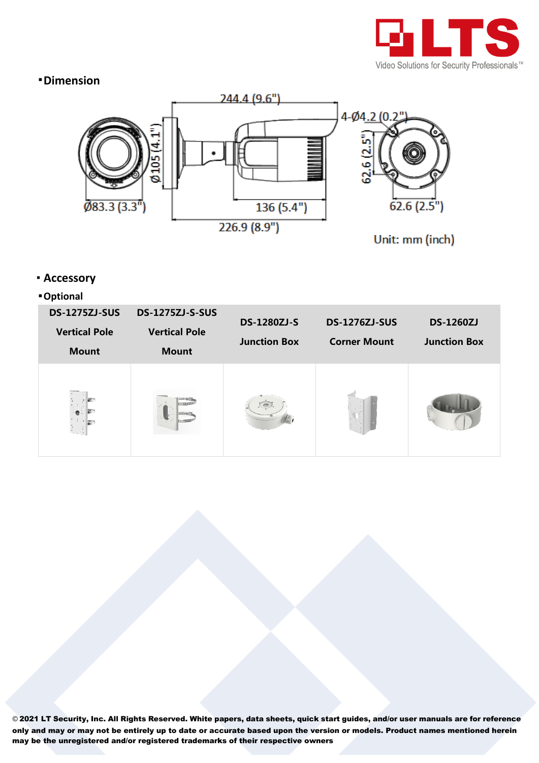**Dimension**

244.4 (9.6")

4-Ø4.2 (0.2")

Ø105 (4.1")

62.6 (2.5")

Ø83.3 (3.3")

136 (5.4")

62.6 (2.5")

226.9 (8.9")

Unit: mm (inch)

**Accessory**

**Optional**

| DS-1275ZJ-SUS Vertical Pole Mount | DS-1275ZJ-S-SUS Vertical Pole Mount | DS-1280ZJ-S Junction Box | DS-1276ZJ-SUS Corner Mount | DS-1260ZJ Junction Box |
|---|---|---|---|---|
| | | | | |

© 2021 LT Security, Inc. All Rights Reserved. White papers, data sheets, quick start guides, and/or user manuals are for reference only and may or may not be entirely up to date or accurate based upon the version or models. Product names mentioned herein may be the unregistered and/or registered trademarks of their respective owners